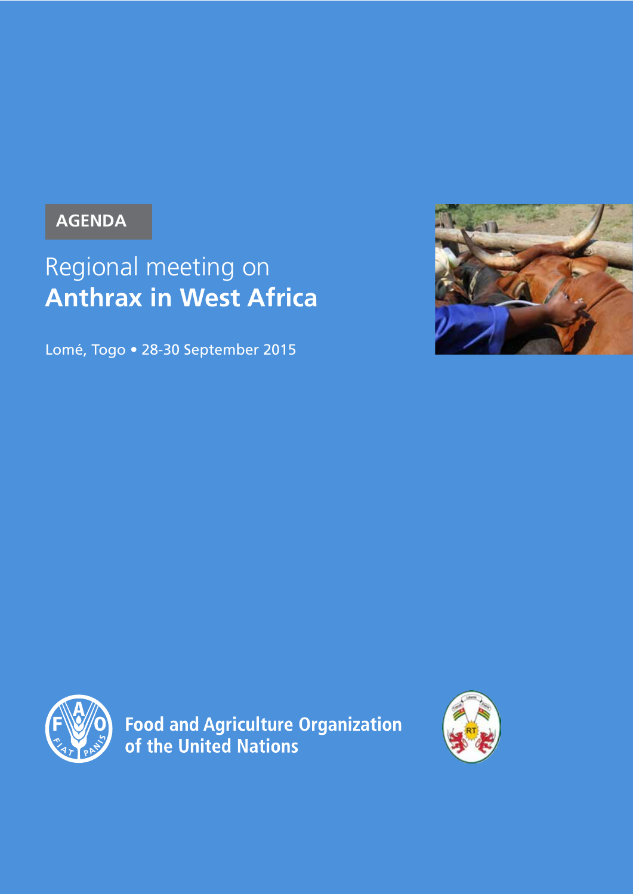AGENDA

# Regional meeting on **Anthrax in West Africa**

Lomé, Togo • 28-30 September 2015

Food and Agriculture Organization of the United Nations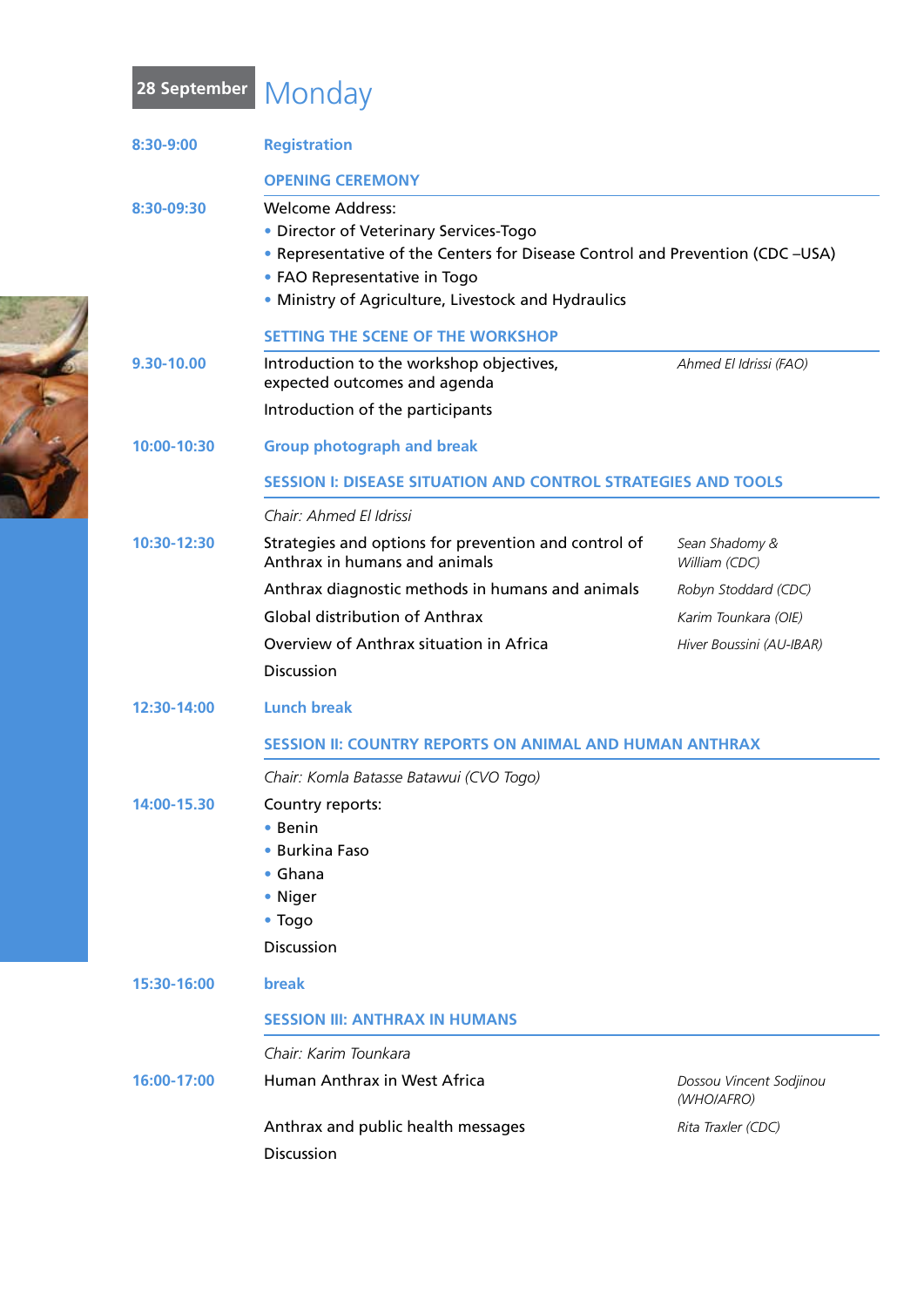## 28 September Monday

| | | |
|---|---|---|
| **8:30-9:00** | **Registration** | |
| | **OPENING CEREMONY** | |
| **8:30-09:30** | Welcome Address:<br>• Director of Veterinary Services-Togo<br>• Representative of the Centers for Disease Control and Prevention (CDC –USA)<br>• FAO Representative in Togo<br>• Ministry of Agriculture, Livestock and Hydraulics | |
| | **SETTING THE SCENE OF THE WORKSHOP** | |
| **9.30-10.00** | Introduction to the workshop objectives, expected outcomes and agenda | *Ahmed El Idrissi (FAO)* |
| | Introduction of the participants | |
| **10:00-10:30** | **Group photograph and break** | |
| | **SESSION I: DISEASE SITUATION AND CONTROL STRATEGIES AND TOOLS** | |
| | *Chair: Ahmed El Idrissi* | |
| **10:30-12:30** | Strategies and options for prevention and control of Anthrax in humans and animals | *Sean Shadomy & William (CDC)* |
| | Anthrax diagnostic methods in humans and animals | *Robyn Stoddard (CDC)* |
| | Global distribution of Anthrax | *Karim Tounkara (OIE)* |
| | Overview of Anthrax situation in Africa | *Hiver Boussini (AU-IBAR)* |
| | Discussion | |
| **12:30-14:00** | **Lunch break** | |
| | **SESSION II: COUNTRY REPORTS ON ANIMAL AND HUMAN ANTHRAX** | |
| | *Chair: Komla Batasse Batawui (CVO Togo)* | |
| **14:00-15.30** | Country reports:<br>• Benin<br>• Burkina Faso<br>• Ghana<br>• Niger<br>• Togo | |
| | Discussion | |
| **15:30-16:00** | **break** | |
| | **SESSION III: ANTHRAX IN HUMANS** | |
| | *Chair: Karim Tounkara* | |
| **16:00-17:00** | Human Anthrax in West Africa | *Dossou Vincent Sodjinou (WHO/AFRO)* |
| | Anthrax and public health messages | *Rita Traxler (CDC)* |
| | Discussion | |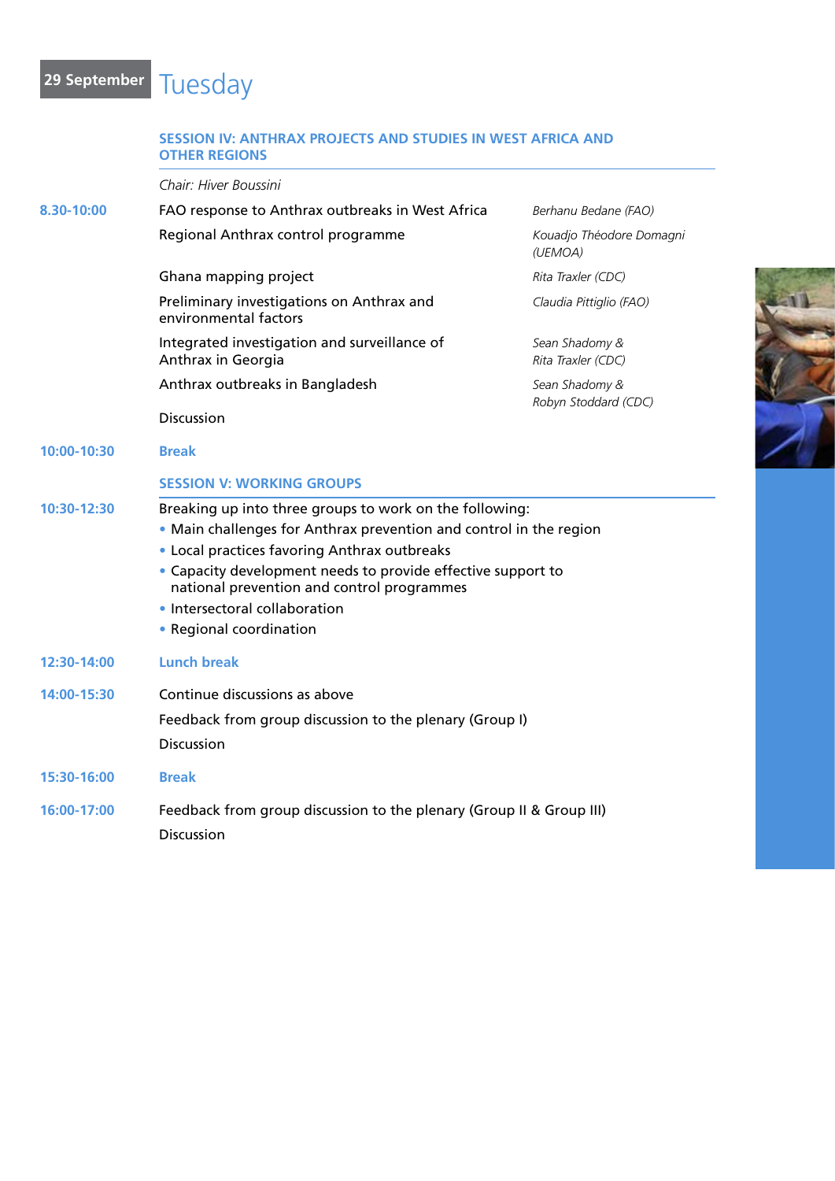# 29 September Tuesday

## SESSION IV: ANTHRAX PROJECTS AND STUDIES IN WEST AFRICA AND OTHER REGIONS

*Chair: Hiver Boussini*

| Time | Topic | Speaker |
|---|---|---|
| **8.30-10:00** | FAO response to Anthrax outbreaks in West Africa | *Berhanu Bedane (FAO)* |
| | Regional Anthrax control programme | *Kouadjo Théodore Domagni (UEMOA)* |
| | Ghana mapping project | *Rita Traxler (CDC)* |
| | Preliminary investigations on Anthrax and environmental factors | *Claudia Pittiglio (FAO)* |
| | Integrated investigation and surveillance of Anthrax in Georgia | *Sean Shadomy & Rita Traxler (CDC)* |
| | Anthrax outbreaks in Bangladesh | *Sean Shadomy & Robyn Stoddard (CDC)* |
| | Discussion | |
| **10:00-10:30** | **Break** | |

## SESSION V: WORKING GROUPS

**10:30-12:30**

Breaking up into three groups to work on the following:

- Main challenges for Anthrax prevention and control in the region
- Local practices favoring Anthrax outbreaks
- Capacity development needs to provide effective support to national prevention and control programmes
- Intersectoral collaboration
- Regional coordination

**12:30-14:00** **Lunch break**

**14:00-15:30**

Continue discussions as above

Feedback from group discussion to the plenary (Group I)

Discussion

**15:30-16:00** **Break**

**16:00-17:00**

Feedback from group discussion to the plenary (Group II & Group III)

Discussion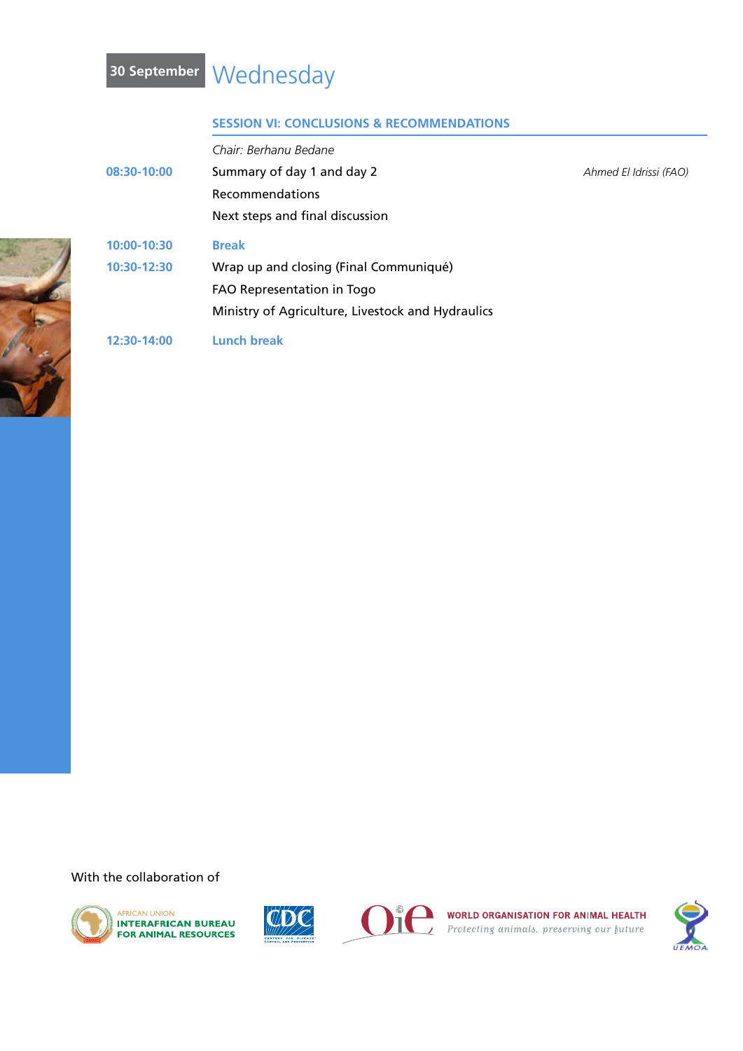## 30 September Wednesday

### SESSION VI: CONCLUSIONS & RECOMMENDATIONS

| | | |
|---|---|---|
| | *Chair: Berhanu Bedane* | |
| 08:30-10:00 | Summary of day 1 and day 2 | *Ahmed El Idrissi (FAO)* |
| | Recommendations | |
| | Next steps and final discussion | |
| 10:00-10:30 | **Break** | |
| 10:30-12:30 | Wrap up and closing (Final Communiqué) | |
| | FAO Representation in Togo | |
| | Ministry of Agriculture, Livestock and Hydraulics | |
| 12:30-14:00 | **Lunch break** | |

With the collaboration of

AFRICAN UNION
INTERAFRICAN BUREAU FOR ANIMAL RESOURCES

CDC

OIE
WORLD ORGANISATION FOR ANIMAL HEALTH
*Protecting animals, preserving our future*

UEMOA